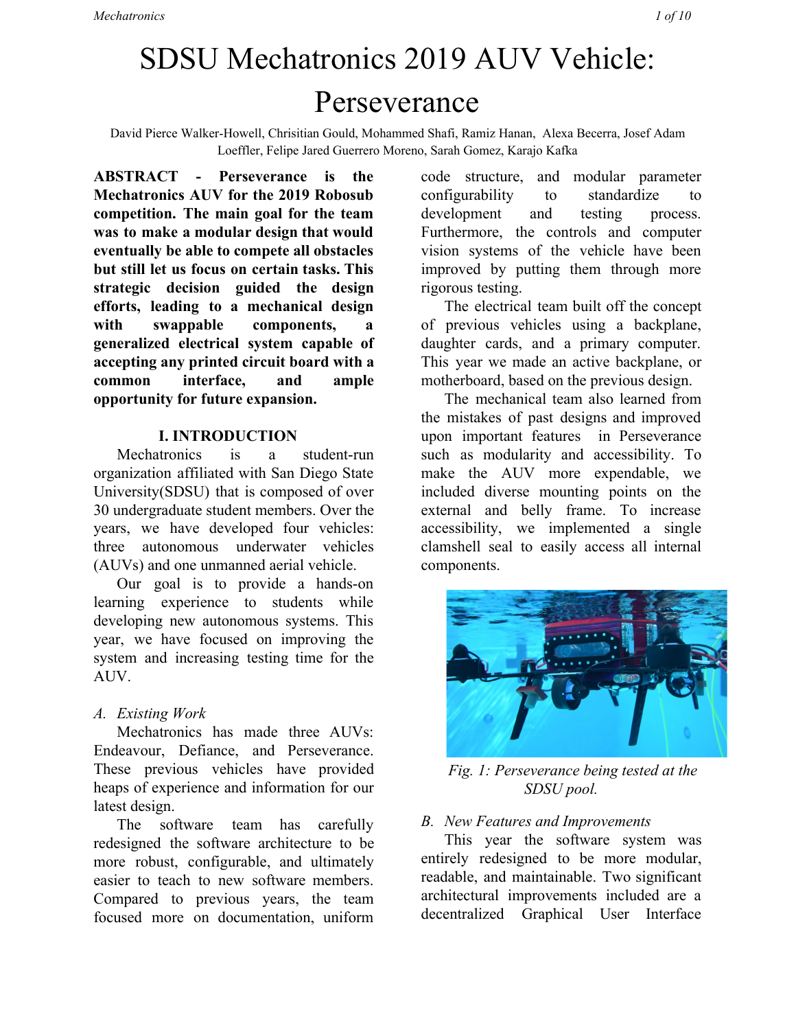# SDSU Mechatronics 2019 AUV Vehicle: Perseverance

David Pierce Walker-Howell, Chrisitian Gould, Mohammed Shafi, Ramiz Hanan, Alexa Becerra, Josef Adam Loeffler, Felipe Jared Guerrero Moreno, Sarah Gomez, Karajo Kafka

**ABSTRACT - Perseverance is the Mechatronics AUV for the 2019 Robosub competition. The main goal for the team was to make a modular design that would eventually be able to compete all obstacles but still let us focus on certain tasks. This strategic decision guided the design efforts, leading to a mechanical design with swappable components, a generalized electrical system capable of accepting any printed circuit board with a common interface, and ample opportunity for future expansion.**

## I. INTRODUCTION

Mechatronics is a student-run organization affiliated with San Diego State University(SDSU) that is composed of over 30 undergraduate student members. Over the years, we have developed four vehicles: three autonomous underwater vehicles (AUVs) and one unmanned aerial vehicle.

Our goal is to provide a hands-on learning experience to students while developing new autonomous systems. This year, we have focused on improving the system and increasing testing time for the AUV.

### *A. Existing Work*

Mechatronics has made three AUVs: Endeavour, Defiance, and Perseverance. These previous vehicles have provided heaps of experience and information for our latest design.

The software team has carefully redesigned the software architecture to be more robust, configurable, and ultimately easier to teach to new software members. Compared to previous years, the team focused more on documentation, uniform code structure, and modular parameter configurability to standardize to development and testing process. Furthermore, the controls and computer vision systems of the vehicle have been improved by putting them through more rigorous testing.

The electrical team built off the concept of previous vehicles using a backplane, daughter cards, and a primary computer. This year we made an active backplane, or motherboard, based on the previous design.

The mechanical team also learned from the mistakes of past designs and improved upon important features in Perseverance such as modularity and accessibility. To make the AUV more expendable, we included diverse mounting points on the external and belly frame. To increase accessibility, we implemented a single clamshell seal to easily access all internal components.

*Fig. 1: Perseverance being tested at the SDSU pool.*

### *B. New Features and Improvements*

This year the software system was entirely redesigned to be more modular, readable, and maintainable. Two significant architectural improvements included are a decentralized Graphical User Interface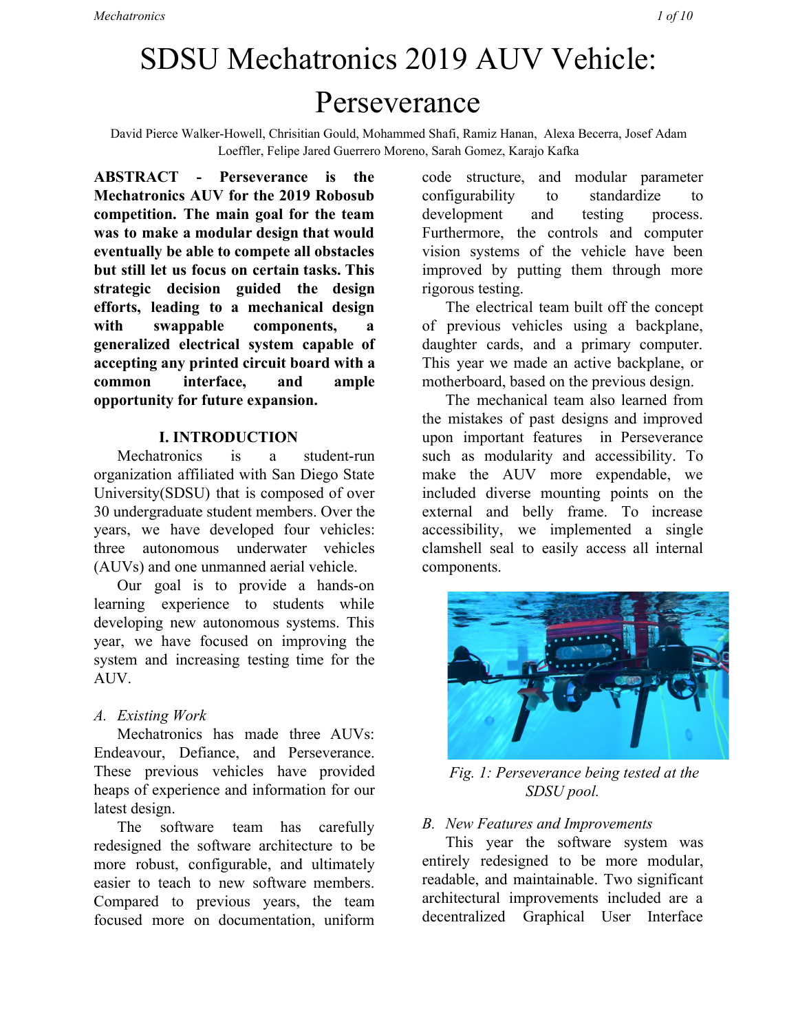# SDSU Mechatronics 2019 AUV Vehicle: Perseverance

David Pierce Walker-Howell, Chrisitian Gould, Mohammed Shafi, Ramiz Hanan, Alexa Becerra, Josef Adam Loeffler, Felipe Jared Guerrero Moreno, Sarah Gomez, Karajo Kafka

**ABSTRACT - Perseverance is the Mechatronics AUV for the 2019 Robosub competition. The main goal for the team was to make a modular design that would eventually be able to compete all obstacles but still let us focus on certain tasks. This strategic decision guided the design efforts, leading to a mechanical design with swappable components, a generalized electrical system capable of accepting any printed circuit board with a common interface, and ample opportunity for future expansion.**

## I. INTRODUCTION

Mechatronics is a student-run organization affiliated with San Diego State University(SDSU) that is composed of over 30 undergraduate student members. Over the years, we have developed four vehicles: three autonomous underwater vehicles (AUVs) and one unmanned aerial vehicle.

Our goal is to provide a hands-on learning experience to students while developing new autonomous systems. This year, we have focused on improving the system and increasing testing time for the AUV.

### *A. Existing Work*

Mechatronics has made three AUVs: Endeavour, Defiance, and Perseverance. These previous vehicles have provided heaps of experience and information for our latest design.

The software team has carefully redesigned the software architecture to be more robust, configurable, and ultimately easier to teach to new software members. Compared to previous years, the team focused more on documentation, uniform code structure, and modular parameter configurability to standardize to development and testing process. Furthermore, the controls and computer vision systems of the vehicle have been improved by putting them through more rigorous testing.

The electrical team built off the concept of previous vehicles using a backplane, daughter cards, and a primary computer. This year we made an active backplane, or motherboard, based on the previous design.

The mechanical team also learned from the mistakes of past designs and improved upon important features in Perseverance such as modularity and accessibility. To make the AUV more expendable, we included diverse mounting points on the external and belly frame. To increase accessibility, we implemented a single clamshell seal to easily access all internal components.

*Fig. 1: Perseverance being tested at the SDSU pool.*

### *B. New Features and Improvements*

This year the software system was entirely redesigned to be more modular, readable, and maintainable. Two significant architectural improvements included are a decentralized Graphical User Interface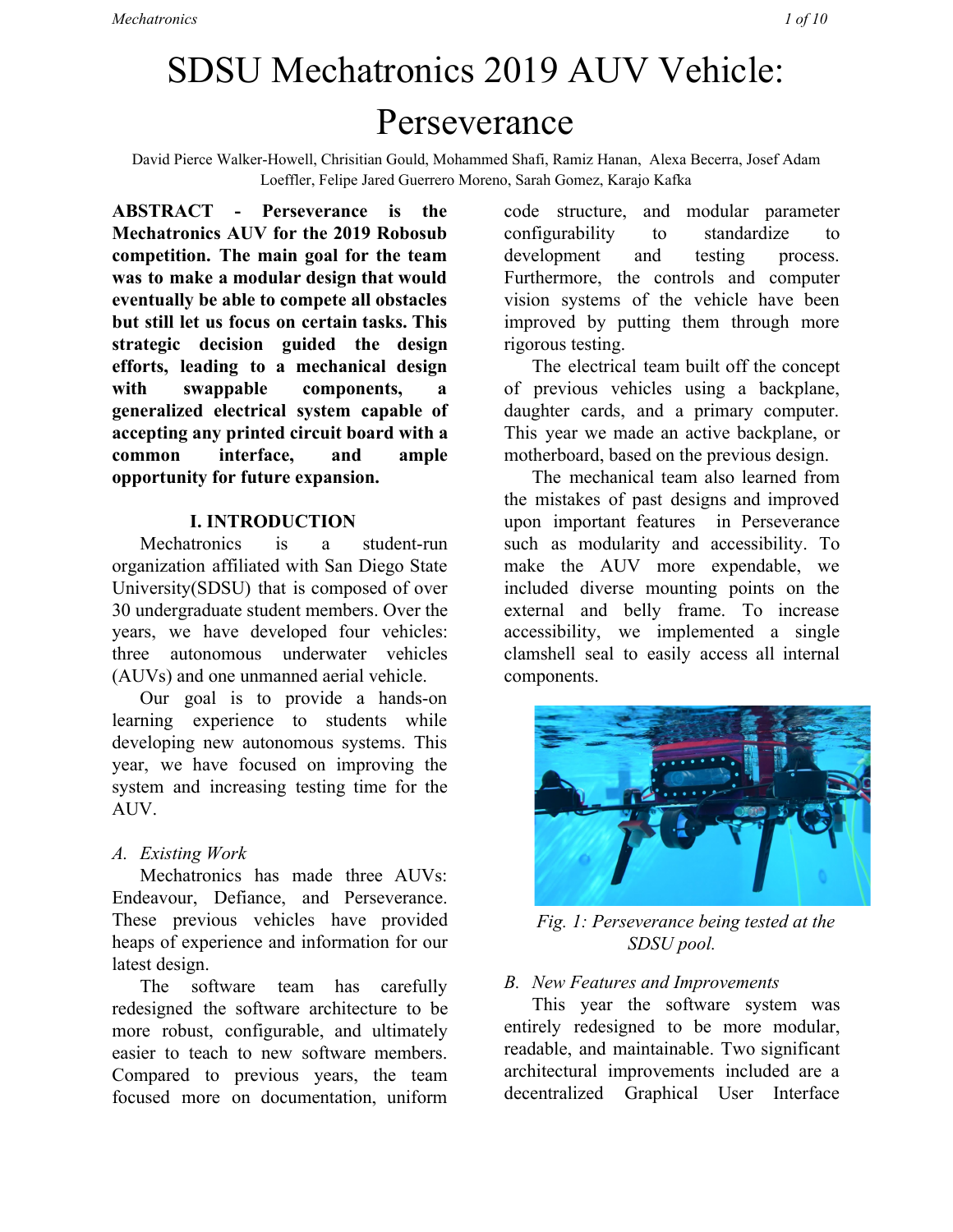# SDSU Mechatronics 2019 AUV Vehicle: Perseverance

David Pierce Walker-Howell, Chrisitian Gould, Mohammed Shafi, Ramiz Hanan, Alexa Becerra, Josef Adam Loeffler, Felipe Jared Guerrero Moreno, Sarah Gomez, Karajo Kafka

**ABSTRACT - Perseverance is the Mechatronics AUV for the 2019 Robosub competition. The main goal for the team was to make a modular design that would eventually be able to compete all obstacles but still let us focus on certain tasks. This strategic decision guided the design efforts, leading to a mechanical design with swappable components, a generalized electrical system capable of accepting any printed circuit board with a common interface, and ample opportunity for future expansion.**

## I. INTRODUCTION

Mechatronics is a student-run organization affiliated with San Diego State University(SDSU) that is composed of over 30 undergraduate student members. Over the years, we have developed four vehicles: three autonomous underwater vehicles (AUVs) and one unmanned aerial vehicle.

Our goal is to provide a hands-on learning experience to students while developing new autonomous systems. This year, we have focused on improving the system and increasing testing time for the AUV.

### *A. Existing Work*

Mechatronics has made three AUVs: Endeavour, Defiance, and Perseverance. These previous vehicles have provided heaps of experience and information for our latest design.

The software team has carefully redesigned the software architecture to be more robust, configurable, and ultimately easier to teach to new software members. Compared to previous years, the team focused more on documentation, uniform code structure, and modular parameter configurability to standardize to development and testing process. Furthermore, the controls and computer vision systems of the vehicle have been improved by putting them through more rigorous testing.

The electrical team built off the concept of previous vehicles using a backplane, daughter cards, and a primary computer. This year we made an active backplane, or motherboard, based on the previous design.

The mechanical team also learned from the mistakes of past designs and improved upon important features in Perseverance such as modularity and accessibility. To make the AUV more expendable, we included diverse mounting points on the external and belly frame. To increase accessibility, we implemented a single clamshell seal to easily access all internal components.

*Fig. 1: Perseverance being tested at the SDSU pool.*

### *B. New Features and Improvements*

This year the software system was entirely redesigned to be more modular, readable, and maintainable. Two significant architectural improvements included are a decentralized Graphical User Interface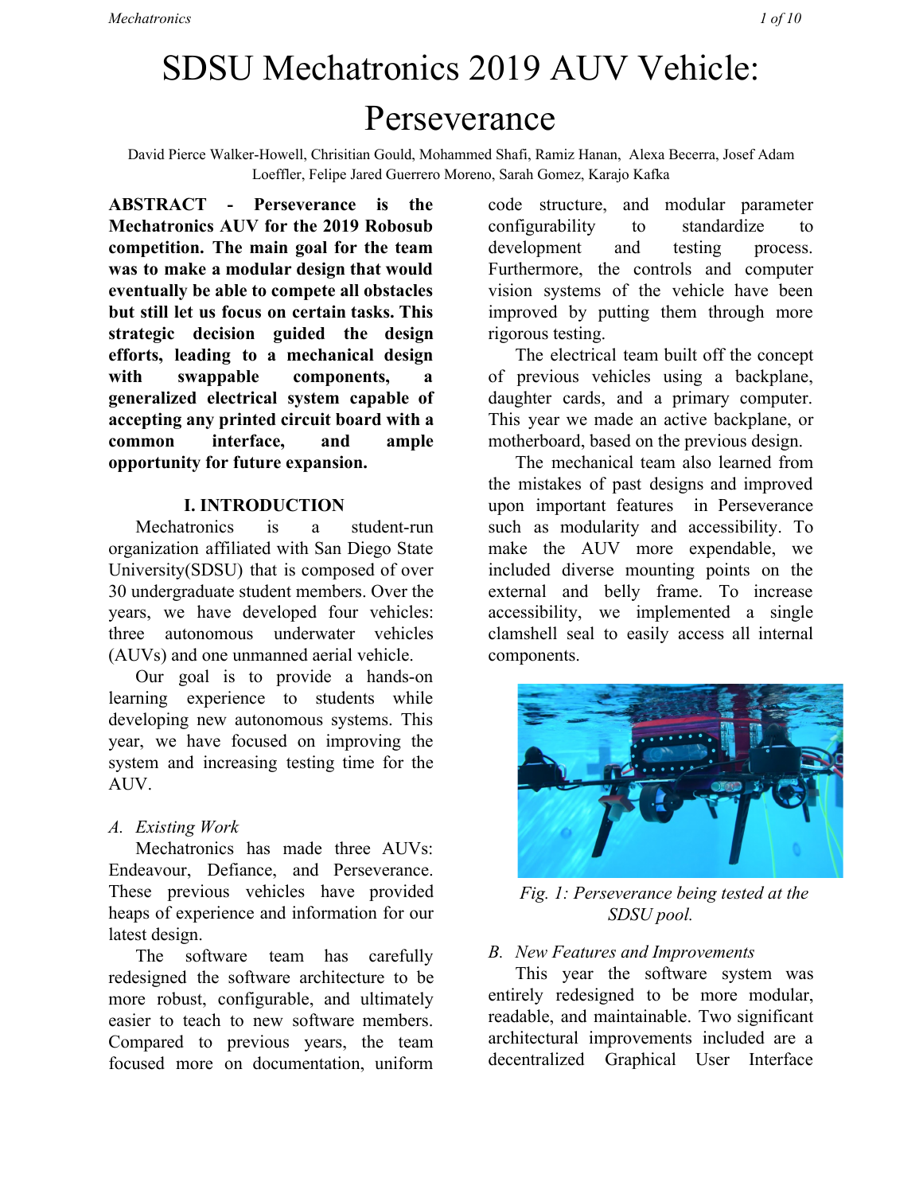# SDSU Mechatronics 2019 AUV Vehicle: Perseverance

David Pierce Walker-Howell, Chrisitian Gould, Mohammed Shafi, Ramiz Hanan, Alexa Becerra, Josef Adam Loeffler, Felipe Jared Guerrero Moreno, Sarah Gomez, Karajo Kafka

**ABSTRACT - Perseverance is the Mechatronics AUV for the 2019 Robosub competition. The main goal for the team was to make a modular design that would eventually be able to compete all obstacles but still let us focus on certain tasks. This strategic decision guided the design efforts, leading to a mechanical design with swappable components, a generalized electrical system capable of accepting any printed circuit board with a common interface, and ample opportunity for future expansion.**

## I. INTRODUCTION

Mechatronics is a student-run organization affiliated with San Diego State University(SDSU) that is composed of over 30 undergraduate student members. Over the years, we have developed four vehicles: three autonomous underwater vehicles (AUVs) and one unmanned aerial vehicle.

Our goal is to provide a hands-on learning experience to students while developing new autonomous systems. This year, we have focused on improving the system and increasing testing time for the AUV.

### *A. Existing Work*

Mechatronics has made three AUVs: Endeavour, Defiance, and Perseverance. These previous vehicles have provided heaps of experience and information for our latest design.

The software team has carefully redesigned the software architecture to be more robust, configurable, and ultimately easier to teach to new software members. Compared to previous years, the team focused more on documentation, uniform code structure, and modular parameter configurability to standardize to development and testing process. Furthermore, the controls and computer vision systems of the vehicle have been improved by putting them through more rigorous testing.

The electrical team built off the concept of previous vehicles using a backplane, daughter cards, and a primary computer. This year we made an active backplane, or motherboard, based on the previous design.

The mechanical team also learned from the mistakes of past designs and improved upon important features in Perseverance such as modularity and accessibility. To make the AUV more expendable, we included diverse mounting points on the external and belly frame. To increase accessibility, we implemented a single clamshell seal to easily access all internal components.

*Fig. 1: Perseverance being tested at the SDSU pool.*

### *B. New Features and Improvements*

This year the software system was entirely redesigned to be more modular, readable, and maintainable. Two significant architectural improvements included are a decentralized Graphical User Interface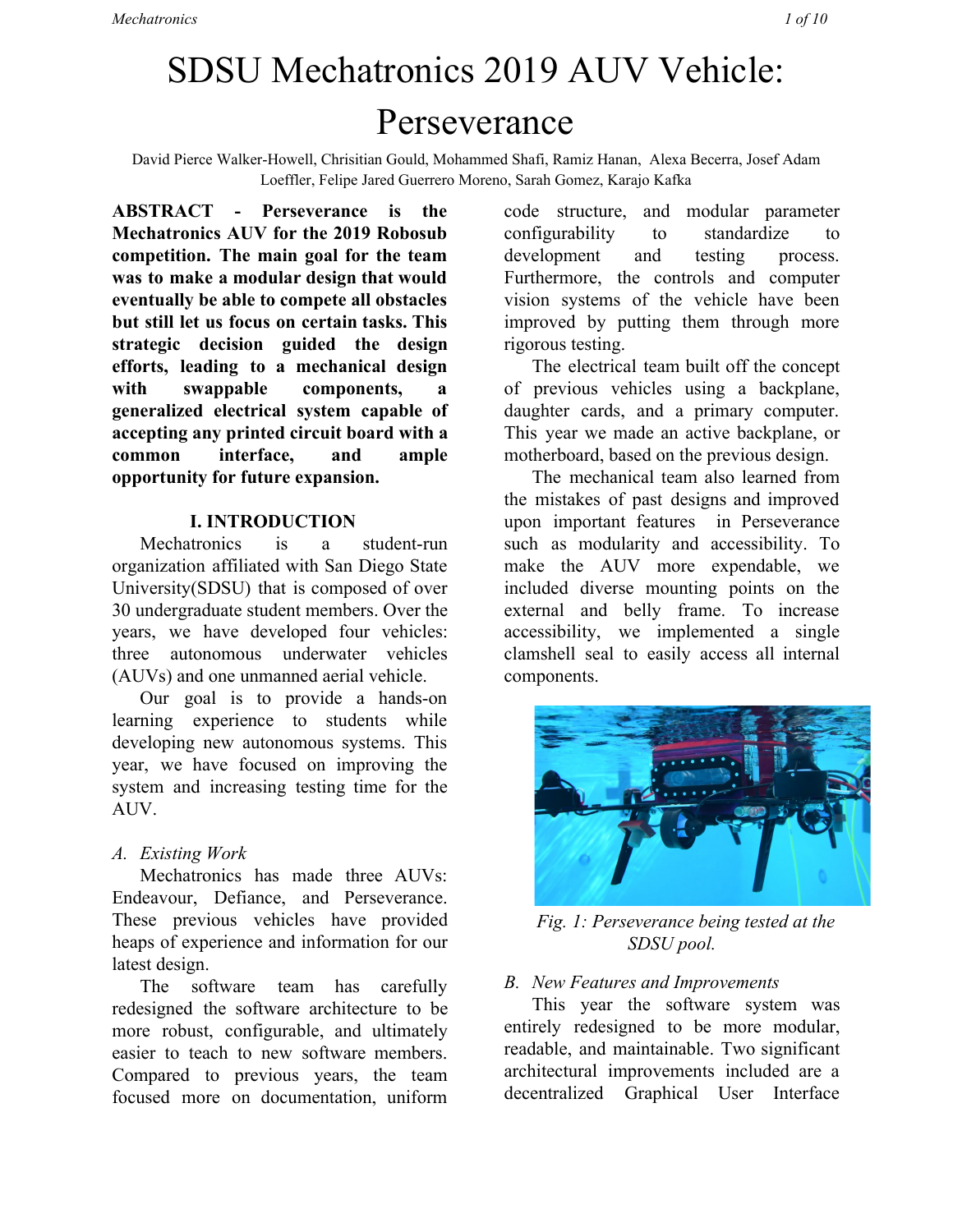# SDSU Mechatronics 2019 AUV Vehicle: Perseverance

David Pierce Walker-Howell, Chrisitian Gould, Mohammed Shafi, Ramiz Hanan, Alexa Becerra, Josef Adam Loeffler, Felipe Jared Guerrero Moreno, Sarah Gomez, Karajo Kafka

**ABSTRACT - Perseverance is the Mechatronics AUV for the 2019 Robosub competition. The main goal for the team was to make a modular design that would eventually be able to compete all obstacles but still let us focus on certain tasks. This strategic decision guided the design efforts, leading to a mechanical design with swappable components, a generalized electrical system capable of accepting any printed circuit board with a common interface, and ample opportunity for future expansion.**

## I. INTRODUCTION

Mechatronics is a student-run organization affiliated with San Diego State University(SDSU) that is composed of over 30 undergraduate student members. Over the years, we have developed four vehicles: three autonomous underwater vehicles (AUVs) and one unmanned aerial vehicle.

Our goal is to provide a hands-on learning experience to students while developing new autonomous systems. This year, we have focused on improving the system and increasing testing time for the AUV.

### *A. Existing Work*

Mechatronics has made three AUVs: Endeavour, Defiance, and Perseverance. These previous vehicles have provided heaps of experience and information for our latest design.

The software team has carefully redesigned the software architecture to be more robust, configurable, and ultimately easier to teach to new software members. Compared to previous years, the team focused more on documentation, uniform code structure, and modular parameter configurability to standardize to development and testing process. Furthermore, the controls and computer vision systems of the vehicle have been improved by putting them through more rigorous testing.

The electrical team built off the concept of previous vehicles using a backplane, daughter cards, and a primary computer. This year we made an active backplane, or motherboard, based on the previous design.

The mechanical team also learned from the mistakes of past designs and improved upon important features in Perseverance such as modularity and accessibility. To make the AUV more expendable, we included diverse mounting points on the external and belly frame. To increase accessibility, we implemented a single clamshell seal to easily access all internal components.

*Fig. 1: Perseverance being tested at the SDSU pool.*

### *B. New Features and Improvements*

This year the software system was entirely redesigned to be more modular, readable, and maintainable. Two significant architectural improvements included are a decentralized Graphical User Interface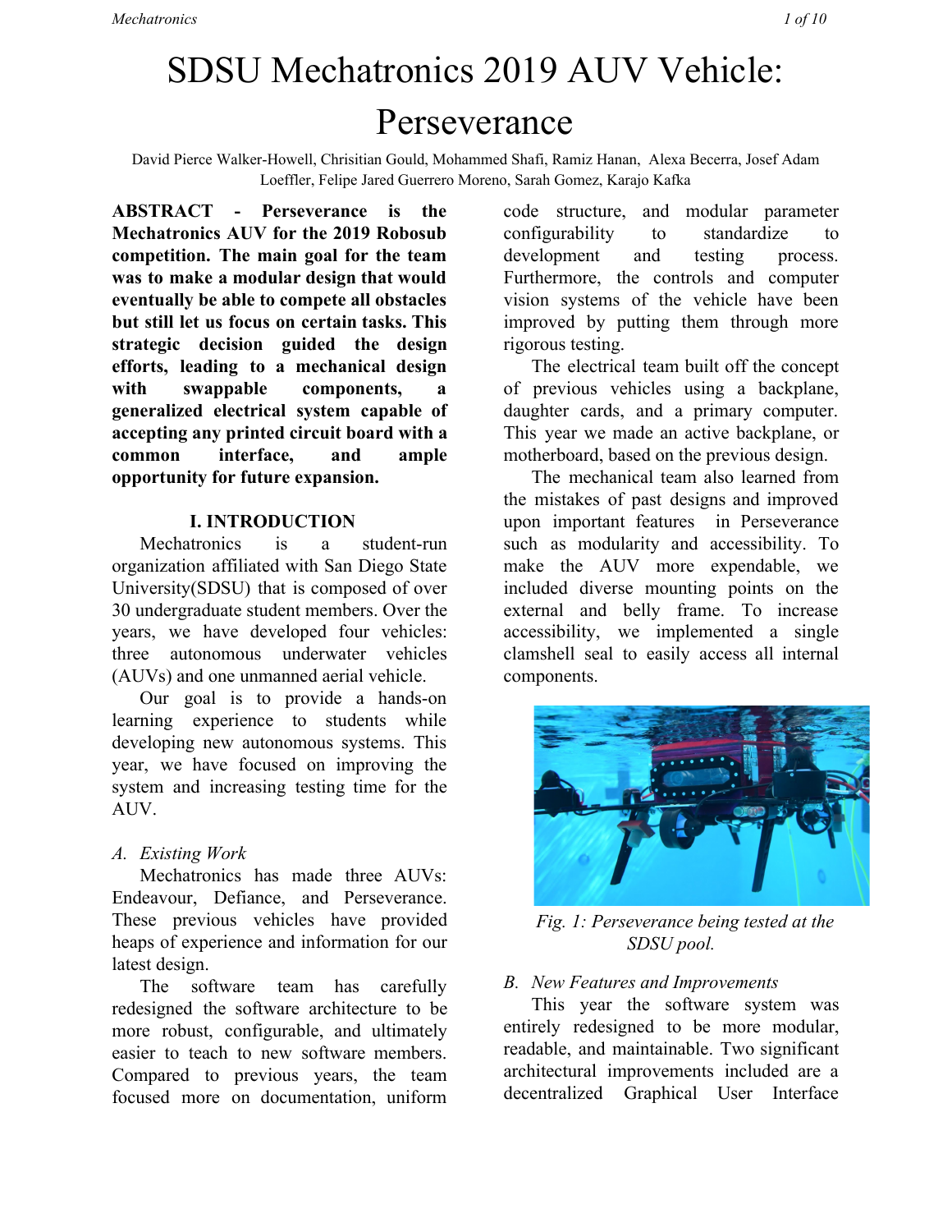# SDSU Mechatronics 2019 AUV Vehicle: Perseverance

David Pierce Walker-Howell, Chrisitian Gould, Mohammed Shafi, Ramiz Hanan, Alexa Becerra, Josef Adam Loeffler, Felipe Jared Guerrero Moreno, Sarah Gomez, Karajo Kafka

**ABSTRACT - Perseverance is the Mechatronics AUV for the 2019 Robosub competition. The main goal for the team was to make a modular design that would eventually be able to compete all obstacles but still let us focus on certain tasks. This strategic decision guided the design efforts, leading to a mechanical design with swappable components, a generalized electrical system capable of accepting any printed circuit board with a common interface, and ample opportunity for future expansion.**

## I. INTRODUCTION

Mechatronics is a student-run organization affiliated with San Diego State University(SDSU) that is composed of over 30 undergraduate student members. Over the years, we have developed four vehicles: three autonomous underwater vehicles (AUVs) and one unmanned aerial vehicle.

Our goal is to provide a hands-on learning experience to students while developing new autonomous systems. This year, we have focused on improving the system and increasing testing time for the AUV.

### *A. Existing Work*

Mechatronics has made three AUVs: Endeavour, Defiance, and Perseverance. These previous vehicles have provided heaps of experience and information for our latest design.

The software team has carefully redesigned the software architecture to be more robust, configurable, and ultimately easier to teach to new software members. Compared to previous years, the team focused more on documentation, uniform code structure, and modular parameter configurability to standardize to development and testing process. Furthermore, the controls and computer vision systems of the vehicle have been improved by putting them through more rigorous testing.

The electrical team built off the concept of previous vehicles using a backplane, daughter cards, and a primary computer. This year we made an active backplane, or motherboard, based on the previous design.

The mechanical team also learned from the mistakes of past designs and improved upon important features in Perseverance such as modularity and accessibility. To make the AUV more expendable, we included diverse mounting points on the external and belly frame. To increase accessibility, we implemented a single clamshell seal to easily access all internal components.

*Fig. 1: Perseverance being tested at the SDSU pool.*

### *B. New Features and Improvements*

This year the software system was entirely redesigned to be more modular, readable, and maintainable. Two significant architectural improvements included are a decentralized Graphical User Interface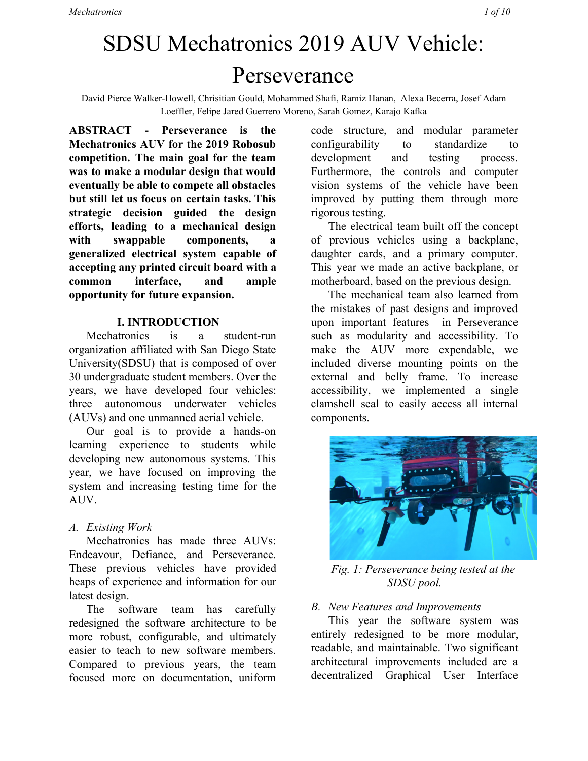# SDSU Mechatronics 2019 AUV Vehicle: Perseverance

David Pierce Walker-Howell, Chrisitian Gould, Mohammed Shafi, Ramiz Hanan, Alexa Becerra, Josef Adam Loeffler, Felipe Jared Guerrero Moreno, Sarah Gomez, Karajo Kafka

**ABSTRACT - Perseverance is the Mechatronics AUV for the 2019 Robosub competition. The main goal for the team was to make a modular design that would eventually be able to compete all obstacles but still let us focus on certain tasks. This strategic decision guided the design efforts, leading to a mechanical design with swappable components, a generalized electrical system capable of accepting any printed circuit board with a common interface, and ample opportunity for future expansion.**

## I. INTRODUCTION

Mechatronics is a student-run organization affiliated with San Diego State University(SDSU) that is composed of over 30 undergraduate student members. Over the years, we have developed four vehicles: three autonomous underwater vehicles (AUVs) and one unmanned aerial vehicle.

Our goal is to provide a hands-on learning experience to students while developing new autonomous systems. This year, we have focused on improving the system and increasing testing time for the AUV.

### *A. Existing Work*

Mechatronics has made three AUVs: Endeavour, Defiance, and Perseverance. These previous vehicles have provided heaps of experience and information for our latest design.

The software team has carefully redesigned the software architecture to be more robust, configurable, and ultimately easier to teach to new software members. Compared to previous years, the team focused more on documentation, uniform code structure, and modular parameter configurability to standardize to development and testing process. Furthermore, the controls and computer vision systems of the vehicle have been improved by putting them through more rigorous testing.

The electrical team built off the concept of previous vehicles using a backplane, daughter cards, and a primary computer. This year we made an active backplane, or motherboard, based on the previous design.

The mechanical team also learned from the mistakes of past designs and improved upon important features in Perseverance such as modularity and accessibility. To make the AUV more expendable, we included diverse mounting points on the external and belly frame. To increase accessibility, we implemented a single clamshell seal to easily access all internal components.

*Fig. 1: Perseverance being tested at the SDSU pool.*

### *B. New Features and Improvements*

This year the software system was entirely redesigned to be more modular, readable, and maintainable. Two significant architectural improvements included are a decentralized Graphical User Interface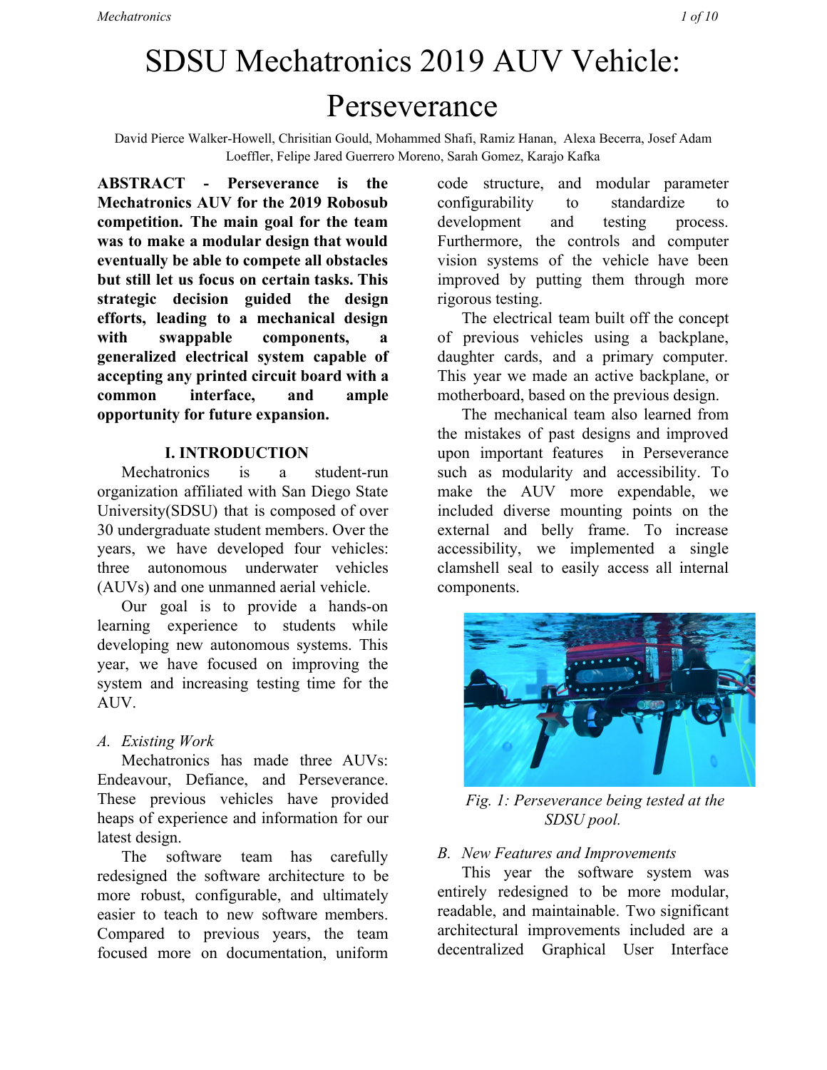# SDSU Mechatronics 2019 AUV Vehicle: Perseverance

David Pierce Walker-Howell, Chrisitian Gould, Mohammed Shafi, Ramiz Hanan, Alexa Becerra, Josef Adam Loeffler, Felipe Jared Guerrero Moreno, Sarah Gomez, Karajo Kafka

**ABSTRACT - Perseverance is the Mechatronics AUV for the 2019 Robosub competition. The main goal for the team was to make a modular design that would eventually be able to compete all obstacles but still let us focus on certain tasks. This strategic decision guided the design efforts, leading to a mechanical design with swappable components, a generalized electrical system capable of accepting any printed circuit board with a common interface, and ample opportunity for future expansion.**

## I. INTRODUCTION

Mechatronics is a student-run organization affiliated with San Diego State University(SDSU) that is composed of over 30 undergraduate student members. Over the years, we have developed four vehicles: three autonomous underwater vehicles (AUVs) and one unmanned aerial vehicle.

Our goal is to provide a hands-on learning experience to students while developing new autonomous systems. This year, we have focused on improving the system and increasing testing time for the AUV.

### *A. Existing Work*

Mechatronics has made three AUVs: Endeavour, Defiance, and Perseverance. These previous vehicles have provided heaps of experience and information for our latest design.

The software team has carefully redesigned the software architecture to be more robust, configurable, and ultimately easier to teach to new software members. Compared to previous years, the team focused more on documentation, uniform code structure, and modular parameter configurability to standardize to development and testing process. Furthermore, the controls and computer vision systems of the vehicle have been improved by putting them through more rigorous testing.

The electrical team built off the concept of previous vehicles using a backplane, daughter cards, and a primary computer. This year we made an active backplane, or motherboard, based on the previous design.

The mechanical team also learned from the mistakes of past designs and improved upon important features in Perseverance such as modularity and accessibility. To make the AUV more expendable, we included diverse mounting points on the external and belly frame. To increase accessibility, we implemented a single clamshell seal to easily access all internal components.

*Fig. 1: Perseverance being tested at the SDSU pool.*

### *B. New Features and Improvements*

This year the software system was entirely redesigned to be more modular, readable, and maintainable. Two significant architectural improvements included are a decentralized Graphical User Interface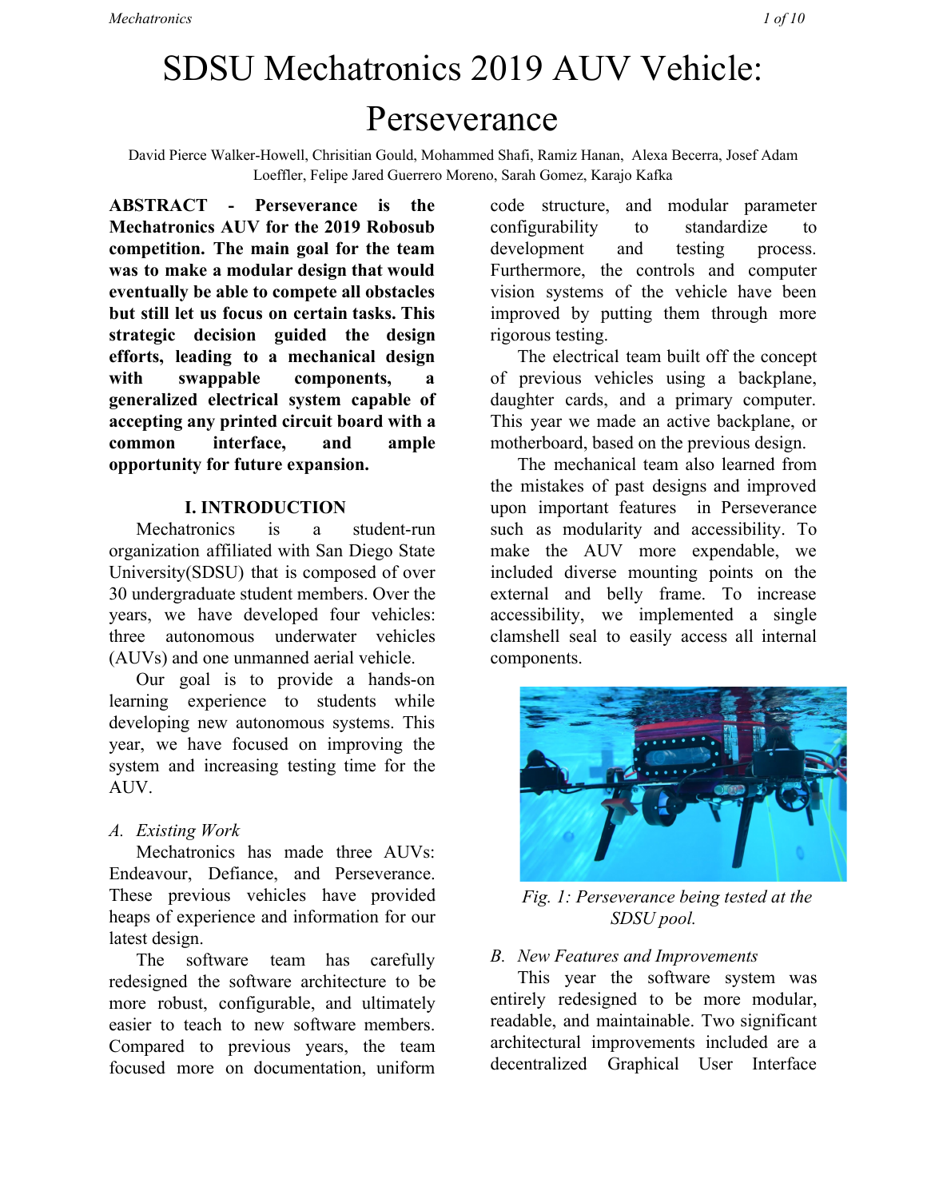# SDSU Mechatronics 2019 AUV Vehicle: Perseverance

David Pierce Walker-Howell, Chrisitian Gould, Mohammed Shafi, Ramiz Hanan, Alexa Becerra, Josef Adam Loeffler, Felipe Jared Guerrero Moreno, Sarah Gomez, Karajo Kafka

**ABSTRACT - Perseverance is the Mechatronics AUV for the 2019 Robosub competition. The main goal for the team was to make a modular design that would eventually be able to compete all obstacles but still let us focus on certain tasks. This strategic decision guided the design efforts, leading to a mechanical design with swappable components, a generalized electrical system capable of accepting any printed circuit board with a common interface, and ample opportunity for future expansion.**

## I. INTRODUCTION

Mechatronics is a student-run organization affiliated with San Diego State University(SDSU) that is composed of over 30 undergraduate student members. Over the years, we have developed four vehicles: three autonomous underwater vehicles (AUVs) and one unmanned aerial vehicle.

Our goal is to provide a hands-on learning experience to students while developing new autonomous systems. This year, we have focused on improving the system and increasing testing time for the AUV.

### *A. Existing Work*

Mechatronics has made three AUVs: Endeavour, Defiance, and Perseverance. These previous vehicles have provided heaps of experience and information for our latest design.

The software team has carefully redesigned the software architecture to be more robust, configurable, and ultimately easier to teach to new software members. Compared to previous years, the team focused more on documentation, uniform code structure, and modular parameter configurability to standardize to development and testing process. Furthermore, the controls and computer vision systems of the vehicle have been improved by putting them through more rigorous testing.

The electrical team built off the concept of previous vehicles using a backplane, daughter cards, and a primary computer. This year we made an active backplane, or motherboard, based on the previous design.

The mechanical team also learned from the mistakes of past designs and improved upon important features in Perseverance such as modularity and accessibility. To make the AUV more expendable, we included diverse mounting points on the external and belly frame. To increase accessibility, we implemented a single clamshell seal to easily access all internal components.

*Fig. 1: Perseverance being tested at the SDSU pool.*

### *B. New Features and Improvements*

This year the software system was entirely redesigned to be more modular, readable, and maintainable. Two significant architectural improvements included are a decentralized Graphical User Interface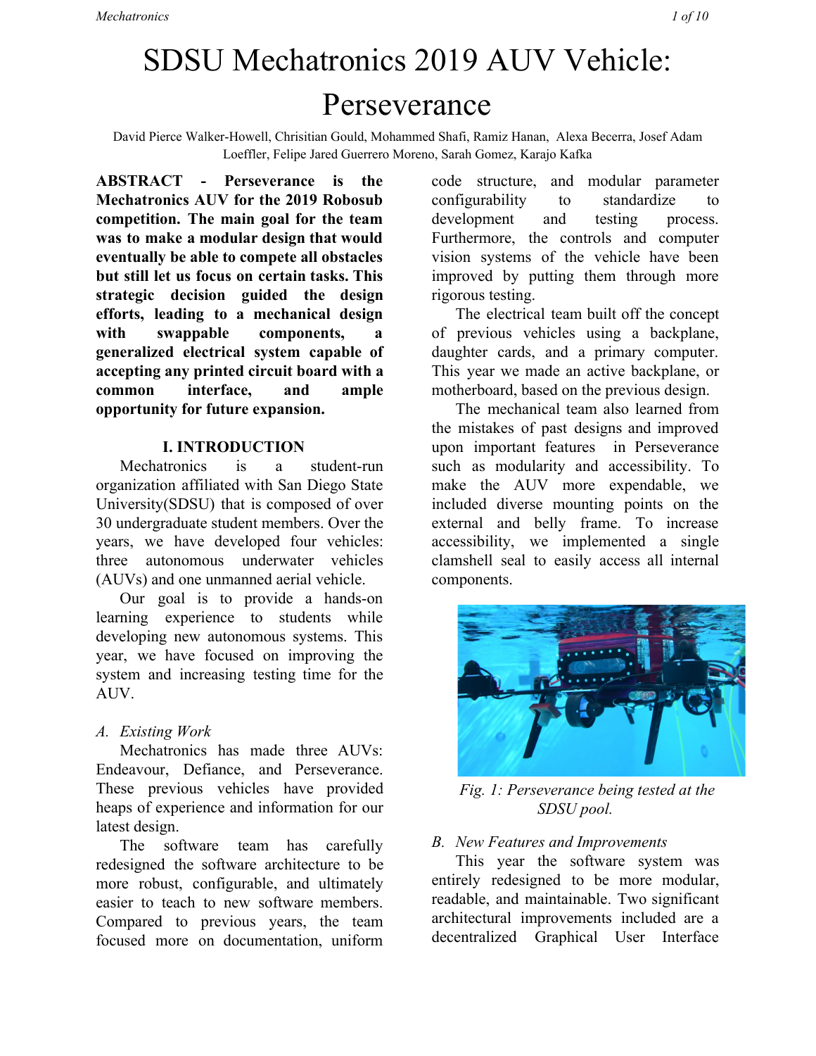# SDSU Mechatronics 2019 AUV Vehicle: Perseverance

David Pierce Walker-Howell, Chrisitian Gould, Mohammed Shafi, Ramiz Hanan, Alexa Becerra, Josef Adam Loeffler, Felipe Jared Guerrero Moreno, Sarah Gomez, Karajo Kafka

**ABSTRACT - Perseverance is the Mechatronics AUV for the 2019 Robosub competition. The main goal for the team was to make a modular design that would eventually be able to compete all obstacles but still let us focus on certain tasks. This strategic decision guided the design efforts, leading to a mechanical design with swappable components, a generalized electrical system capable of accepting any printed circuit board with a common interface, and ample opportunity for future expansion.**

## I. INTRODUCTION

Mechatronics is a student-run organization affiliated with San Diego State University(SDSU) that is composed of over 30 undergraduate student members. Over the years, we have developed four vehicles: three autonomous underwater vehicles (AUVs) and one unmanned aerial vehicle.

Our goal is to provide a hands-on learning experience to students while developing new autonomous systems. This year, we have focused on improving the system and increasing testing time for the AUV.

### *A. Existing Work*

Mechatronics has made three AUVs: Endeavour, Defiance, and Perseverance. These previous vehicles have provided heaps of experience and information for our latest design.

The software team has carefully redesigned the software architecture to be more robust, configurable, and ultimately easier to teach to new software members. Compared to previous years, the team focused more on documentation, uniform code structure, and modular parameter configurability to standardize to development and testing process. Furthermore, the controls and computer vision systems of the vehicle have been improved by putting them through more rigorous testing.

The electrical team built off the concept of previous vehicles using a backplane, daughter cards, and a primary computer. This year we made an active backplane, or motherboard, based on the previous design.

The mechanical team also learned from the mistakes of past designs and improved upon important features in Perseverance such as modularity and accessibility. To make the AUV more expendable, we included diverse mounting points on the external and belly frame. To increase accessibility, we implemented a single clamshell seal to easily access all internal components.

*Fig. 1: Perseverance being tested at the SDSU pool.*

### *B. New Features and Improvements*

This year the software system was entirely redesigned to be more modular, readable, and maintainable. Two significant architectural improvements included are a decentralized Graphical User Interface